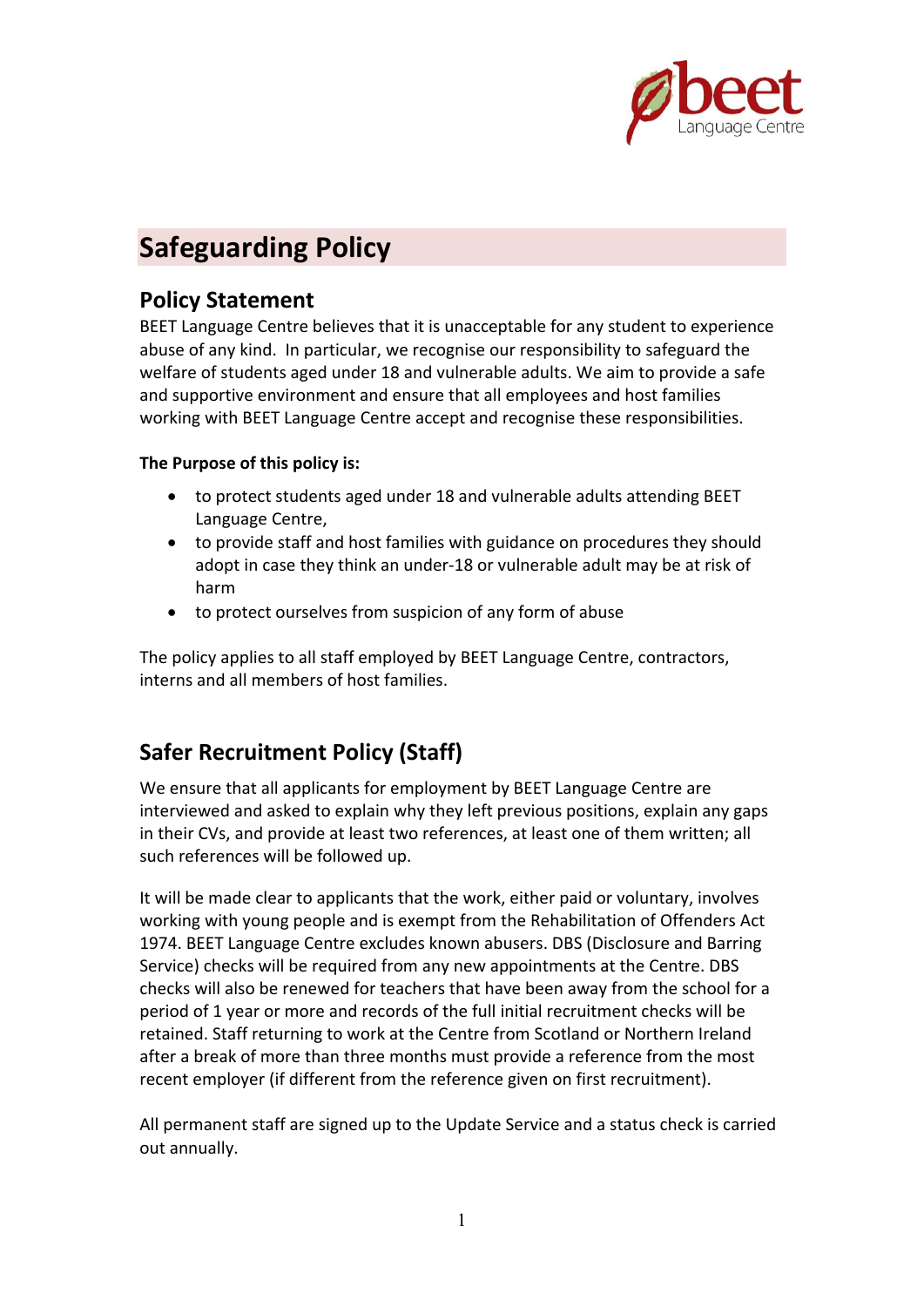# Safeguarding Policy

## Policy Statement

BEET Language Centre believes that it is unacceptable for any student to experience abuse of any kind. In particular, we recognise our responsibility to safeguard the welfare of students aged under 18 and vulnerable adults. We aim to provide a safe and supportive environment and ensure that all employees and host families working with BEET Language Centre accept and recognise these responsibilities.

**The Purpose of this policy is:**

- to protect students aged under 18 and vulnerable adults attending BEET Language Centre,
- to provide staff and host families with guidance on procedures they should adopt in case they think an under-18 or vulnerable adult may be at risk of harm
- to protect ourselves from suspicion of any form of abuse

The policy applies to all staff employed by BEET Language Centre, contractors, interns and all members of host families.

## Safer Recruitment Policy (Staff)

We ensure that all applicants for employment by BEET Language Centre are interviewed and asked to explain why they left previous positions, explain any gaps in their CVs, and provide at least two references, at least one of them written; all such references will be followed up.

It will be made clear to applicants that the work, either paid or voluntary, involves working with young people and is exempt from the Rehabilitation of Offenders Act 1974. BEET Language Centre excludes known abusers. DBS (Disclosure and Barring Service) checks will be required from any new appointments at the Centre. DBS checks will also be renewed for teachers that have been away from the school for a period of 1 year or more and records of the full initial recruitment checks will be retained. Staff returning to work at the Centre from Scotland or Northern Ireland after a break of more than three months must provide a reference from the most recent employer (if different from the reference given on first recruitment).

All permanent staff are signed up to the Update Service and a status check is carried out annually.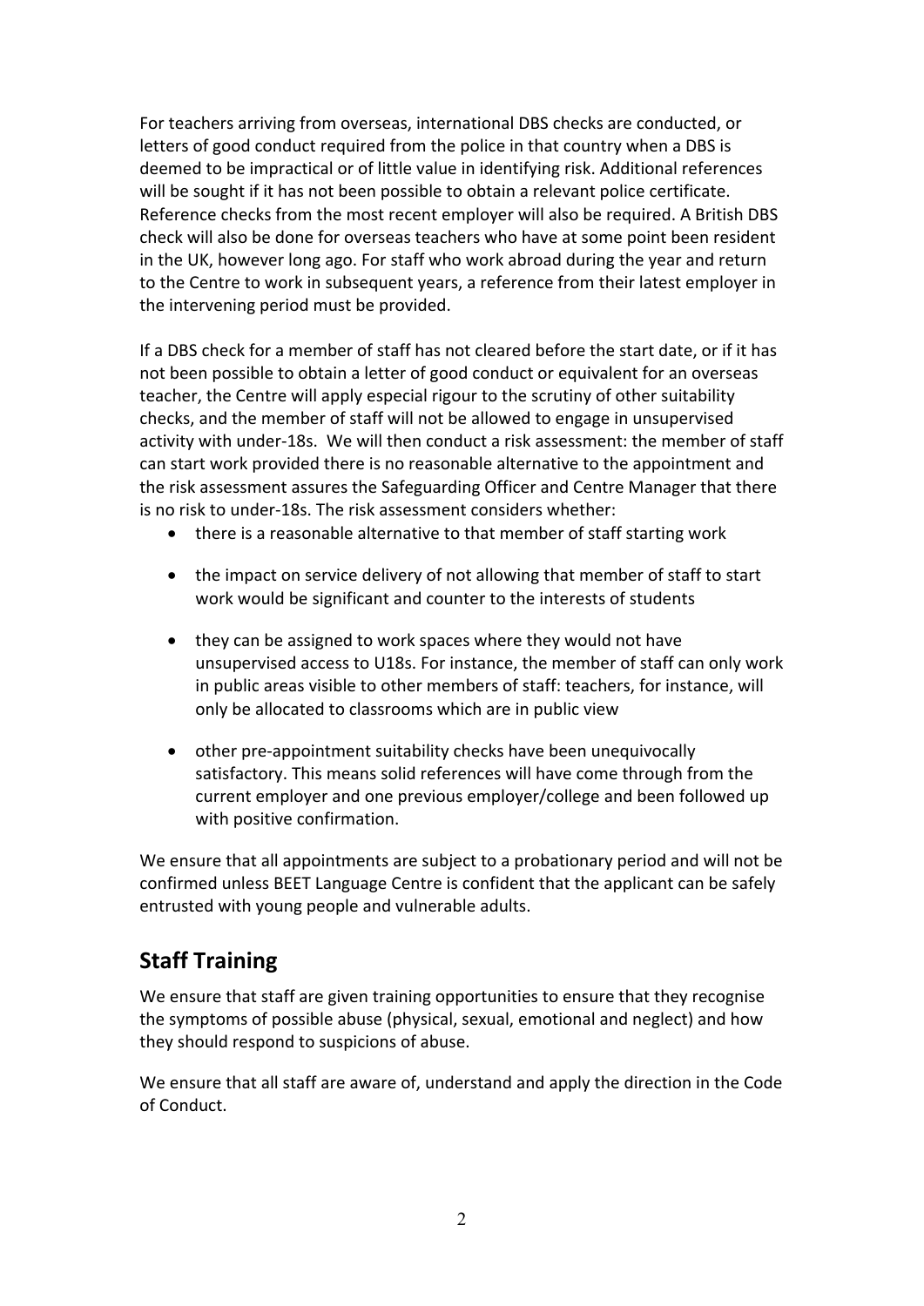For teachers arriving from overseas, international DBS checks are conducted, or letters of good conduct required from the police in that country when a DBS is deemed to be impractical or of little value in identifying risk. Additional references will be sought if it has not been possible to obtain a relevant police certificate. Reference checks from the most recent employer will also be required. A British DBS check will also be done for overseas teachers who have at some point been resident in the UK, however long ago. For staff who work abroad during the year and return to the Centre to work in subsequent years, a reference from their latest employer in the intervening period must be provided.

If a DBS check for a member of staff has not cleared before the start date, or if it has not been possible to obtain a letter of good conduct or equivalent for an overseas teacher, the Centre will apply especial rigour to the scrutiny of other suitability checks, and the member of staff will not be allowed to engage in unsupervised activity with under-18s. We will then conduct a risk assessment: the member of staff can start work provided there is no reasonable alternative to the appointment and the risk assessment assures the Safeguarding Officer and Centre Manager that there is no risk to under-18s. The risk assessment considers whether:

- there is a reasonable alternative to that member of staff starting work
- the impact on service delivery of not allowing that member of staff to start work would be significant and counter to the interests of students
- they can be assigned to work spaces where they would not have unsupervised access to U18s. For instance, the member of staff can only work in public areas visible to other members of staff: teachers, for instance, will only be allocated to classrooms which are in public view
- other pre-appointment suitability checks have been unequivocally satisfactory. This means solid references will have come through from the current employer and one previous employer/college and been followed up with positive confirmation.

We ensure that all appointments are subject to a probationary period and will not be confirmed unless BEET Language Centre is confident that the applicant can be safely entrusted with young people and vulnerable adults.

## Staff Training

We ensure that staff are given training opportunities to ensure that they recognise the symptoms of possible abuse (physical, sexual, emotional and neglect) and how they should respond to suspicions of abuse.

We ensure that all staff are aware of, understand and apply the direction in the Code of Conduct.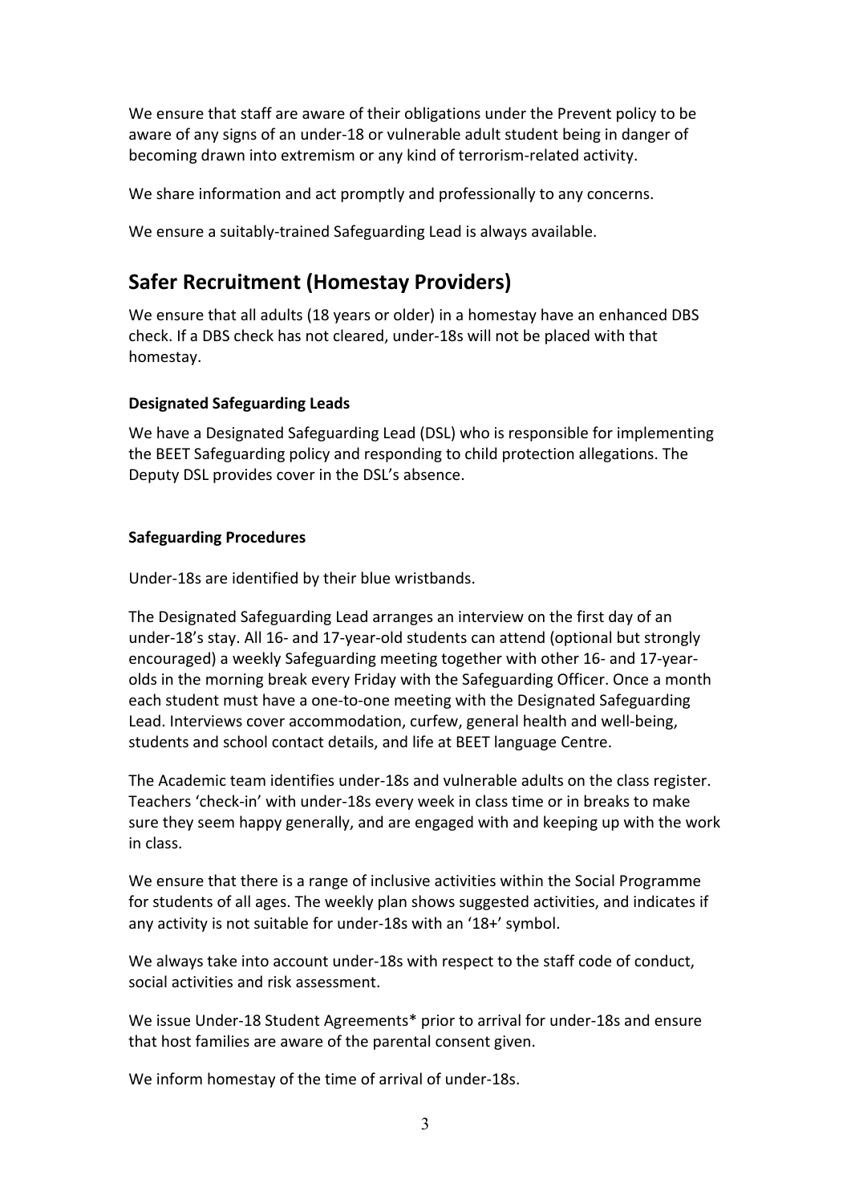We ensure that staff are aware of their obligations under the Prevent policy to be aware of any signs of an under-18 or vulnerable adult student being in danger of becoming drawn into extremism or any kind of terrorism-related activity.

We share information and act promptly and professionally to any concerns.

We ensure a suitably-trained Safeguarding Lead is always available.

## Safer Recruitment (Homestay Providers)

We ensure that all adults (18 years or older) in a homestay have an enhanced DBS check. If a DBS check has not cleared, under-18s will not be placed with that homestay.

**Designated Safeguarding Leads**

We have a Designated Safeguarding Lead (DSL) who is responsible for implementing the BEET Safeguarding policy and responding to child protection allegations. The Deputy DSL provides cover in the DSL's absence.

**Safeguarding Procedures**

Under-18s are identified by their blue wristbands.

The Designated Safeguarding Lead arranges an interview on the first day of an under-18's stay. All 16- and 17-year-old students can attend (optional but strongly encouraged) a weekly Safeguarding meeting together with other 16- and 17-year-olds in the morning break every Friday with the Safeguarding Officer. Once a month each student must have a one-to-one meeting with the Designated Safeguarding Lead. Interviews cover accommodation, curfew, general health and well-being, students and school contact details, and life at BEET language Centre.

The Academic team identifies under-18s and vulnerable adults on the class register. Teachers 'check-in' with under-18s every week in class time or in breaks to make sure they seem happy generally, and are engaged with and keeping up with the work in class.

We ensure that there is a range of inclusive activities within the Social Programme for students of all ages. The weekly plan shows suggested activities, and indicates if any activity is not suitable for under-18s with an '18+' symbol.

We always take into account under-18s with respect to the staff code of conduct, social activities and risk assessment.

We issue Under-18 Student Agreements* prior to arrival for under-18s and ensure that host families are aware of the parental consent given.

We inform homestay of the time of arrival of under-18s.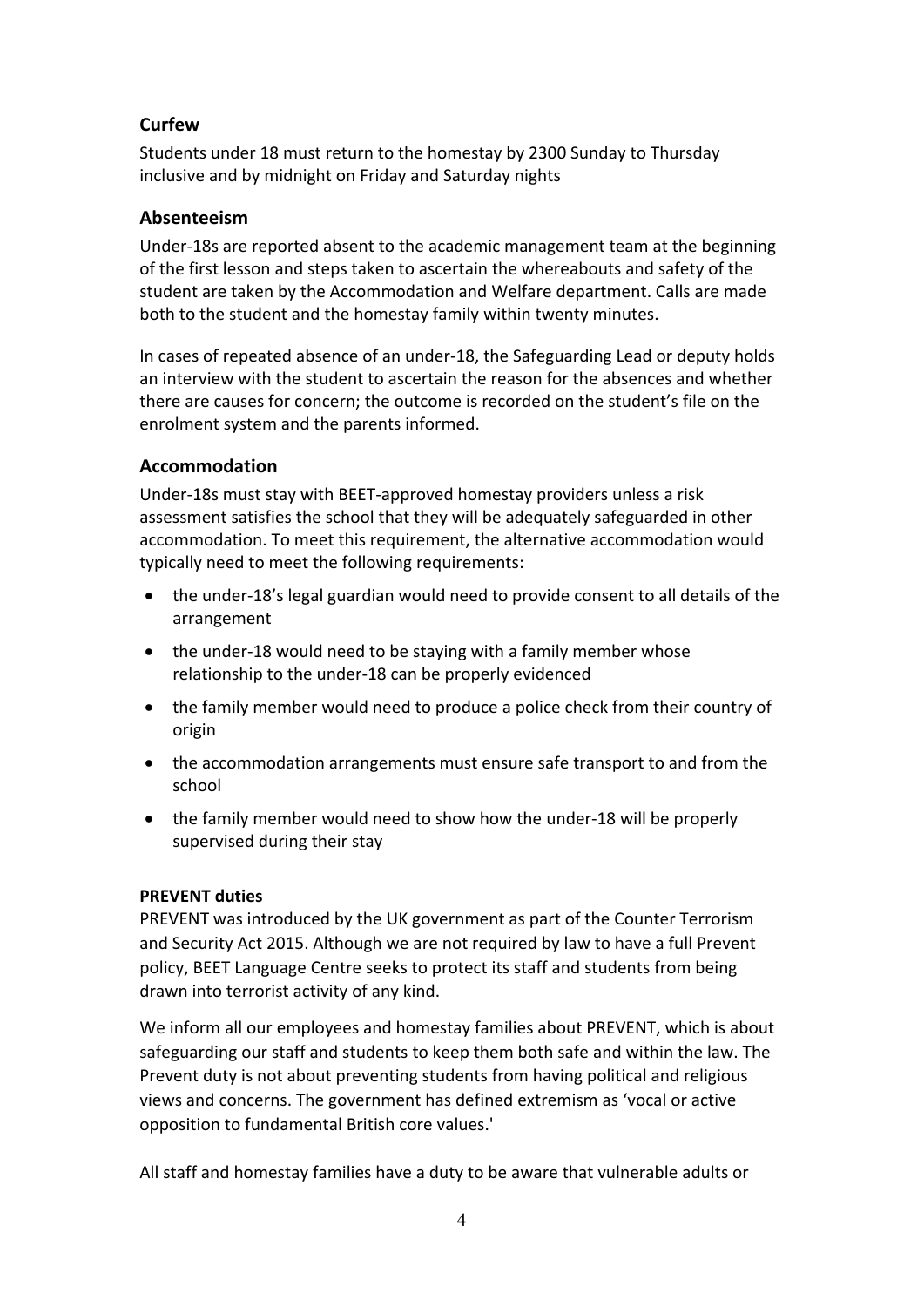## Curfew

Students under 18 must return to the homestay by 2300 Sunday to Thursday inclusive and by midnight on Friday and Saturday nights

## Absenteeism

Under-18s are reported absent to the academic management team at the beginning of the first lesson and steps taken to ascertain the whereabouts and safety of the student are taken by the Accommodation and Welfare department. Calls are made both to the student and the homestay family within twenty minutes.

In cases of repeated absence of an under-18, the Safeguarding Lead or deputy holds an interview with the student to ascertain the reason for the absences and whether there are causes for concern; the outcome is recorded on the student's file on the enrolment system and the parents informed.

## Accommodation

Under-18s must stay with BEET-approved homestay providers unless a risk assessment satisfies the school that they will be adequately safeguarded in other accommodation. To meet this requirement, the alternative accommodation would typically need to meet the following requirements:

- the under-18's legal guardian would need to provide consent to all details of the arrangement
- the under-18 would need to be staying with a family member whose relationship to the under-18 can be properly evidenced
- the family member would need to produce a police check from their country of origin
- the accommodation arrangements must ensure safe transport to and from the school
- the family member would need to show how the under-18 will be properly supervised during their stay

**PREVENT duties**

PREVENT was introduced by the UK government as part of the Counter Terrorism and Security Act 2015. Although we are not required by law to have a full Prevent policy, BEET Language Centre seeks to protect its staff and students from being drawn into terrorist activity of any kind.

We inform all our employees and homestay families about PREVENT, which is about safeguarding our staff and students to keep them both safe and within the law. The Prevent duty is not about preventing students from having political and religious views and concerns. The government has defined extremism as 'vocal or active opposition to fundamental British core values.'

All staff and homestay families have a duty to be aware that vulnerable adults or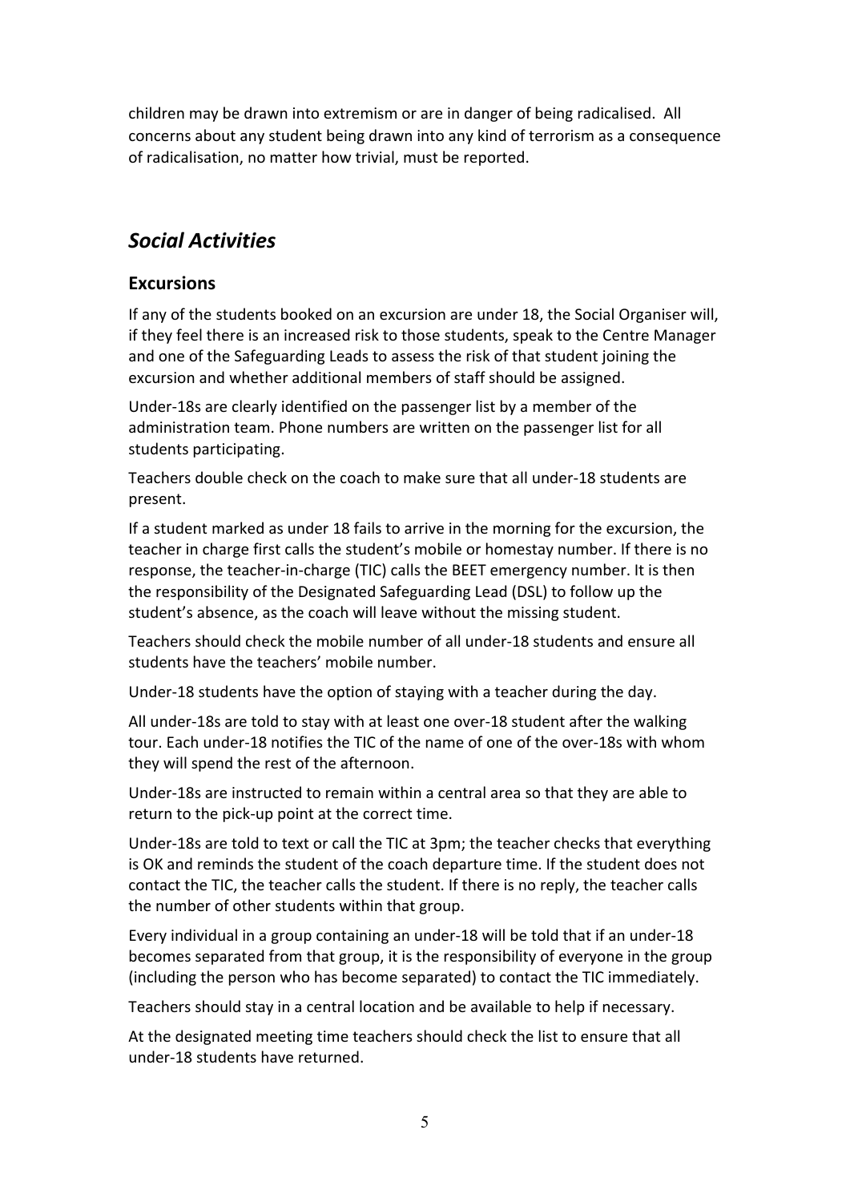children may be drawn into extremism or are in danger of being radicalised. All concerns about any student being drawn into any kind of terrorism as a consequence of radicalisation, no matter how trivial, must be reported.

## *Social Activities*

### Excursions

If any of the students booked on an excursion are under 18, the Social Organiser will, if they feel there is an increased risk to those students, speak to the Centre Manager and one of the Safeguarding Leads to assess the risk of that student joining the excursion and whether additional members of staff should be assigned.

Under-18s are clearly identified on the passenger list by a member of the administration team. Phone numbers are written on the passenger list for all students participating.

Teachers double check on the coach to make sure that all under-18 students are present.

If a student marked as under 18 fails to arrive in the morning for the excursion, the teacher in charge first calls the student's mobile or homestay number. If there is no response, the teacher-in-charge (TIC) calls the BEET emergency number. It is then the responsibility of the Designated Safeguarding Lead (DSL) to follow up the student's absence, as the coach will leave without the missing student.

Teachers should check the mobile number of all under-18 students and ensure all students have the teachers' mobile number.

Under-18 students have the option of staying with a teacher during the day.

All under-18s are told to stay with at least one over-18 student after the walking tour. Each under-18 notifies the TIC of the name of one of the over-18s with whom they will spend the rest of the afternoon.

Under-18s are instructed to remain within a central area so that they are able to return to the pick-up point at the correct time.

Under-18s are told to text or call the TIC at 3pm; the teacher checks that everything is OK and reminds the student of the coach departure time. If the student does not contact the TIC, the teacher calls the student. If there is no reply, the teacher calls the number of other students within that group.

Every individual in a group containing an under-18 will be told that if an under-18 becomes separated from that group, it is the responsibility of everyone in the group (including the person who has become separated) to contact the TIC immediately.

Teachers should stay in a central location and be available to help if necessary.

At the designated meeting time teachers should check the list to ensure that all under-18 students have returned.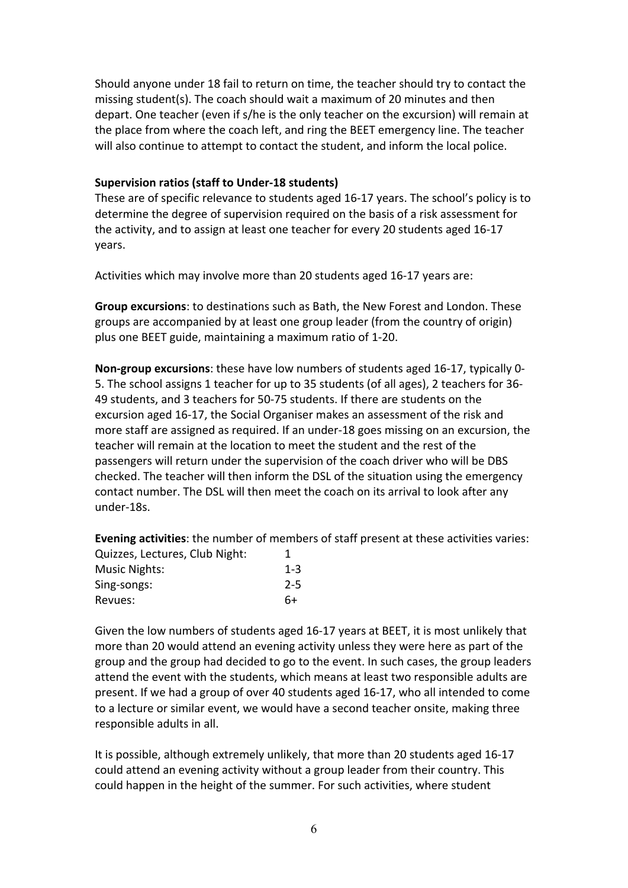Should anyone under 18 fail to return on time, the teacher should try to contact the missing student(s). The coach should wait a maximum of 20 minutes and then depart. One teacher (even if s/he is the only teacher on the excursion) will remain at the place from where the coach left, and ring the BEET emergency line. The teacher will also continue to attempt to contact the student, and inform the local police.

**Supervision ratios (staff to Under-18 students)**
These are of specific relevance to students aged 16-17 years. The school's policy is to determine the degree of supervision required on the basis of a risk assessment for the activity, and to assign at least one teacher for every 20 students aged 16-17 years.

Activities which may involve more than 20 students aged 16-17 years are:

**Group excursions**: to destinations such as Bath, the New Forest and London. These groups are accompanied by at least one group leader (from the country of origin) plus one BEET guide, maintaining a maximum ratio of 1-20.

**Non-group excursions**: these have low numbers of students aged 16-17, typically 0-5. The school assigns 1 teacher for up to 35 students (of all ages), 2 teachers for 36-49 students, and 3 teachers for 50-75 students. If there are students on the excursion aged 16-17, the Social Organiser makes an assessment of the risk and more staff are assigned as required. If an under-18 goes missing on an excursion, the teacher will remain at the location to meet the student and the rest of the passengers will return under the supervision of the coach driver who will be DBS checked. The teacher will then inform the DSL of the situation using the emergency contact number. The DSL will then meet the coach on its arrival to look after any under-18s.

**Evening activities**: the number of members of staff present at these activities varies:

| | |
|---|---|
| Quizzes, Lectures, Club Night: | 1 |
| Music Nights: | 1-3 |
| Sing-songs: | 2-5 |
| Revues: | 6+ |

Given the low numbers of students aged 16-17 years at BEET, it is most unlikely that more than 20 would attend an evening activity unless they were here as part of the group and the group had decided to go to the event. In such cases, the group leaders attend the event with the students, which means at least two responsible adults are present. If we had a group of over 40 students aged 16-17, who all intended to come to a lecture or similar event, we would have a second teacher onsite, making three responsible adults in all.

It is possible, although extremely unlikely, that more than 20 students aged 16-17 could attend an evening activity without a group leader from their country. This could happen in the height of the summer. For such activities, where student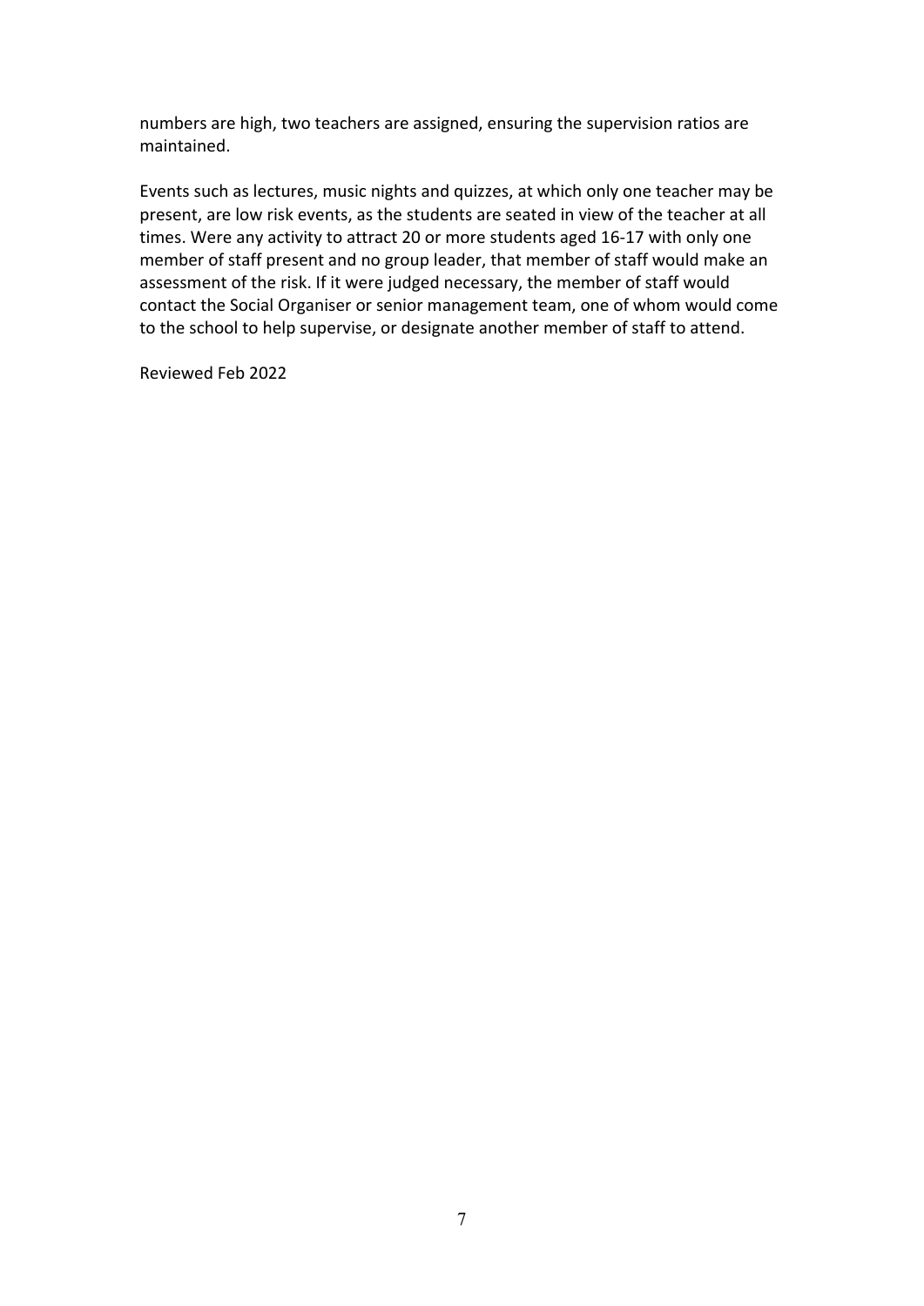numbers are high, two teachers are assigned, ensuring the supervision ratios are maintained.

Events such as lectures, music nights and quizzes, at which only one teacher may be present, are low risk events, as the students are seated in view of the teacher at all times. Were any activity to attract 20 or more students aged 16-17 with only one member of staff present and no group leader, that member of staff would make an assessment of the risk. If it were judged necessary, the member of staff would contact the Social Organiser or senior management team, one of whom would come to the school to help supervise, or designate another member of staff to attend.

Reviewed Feb 2022